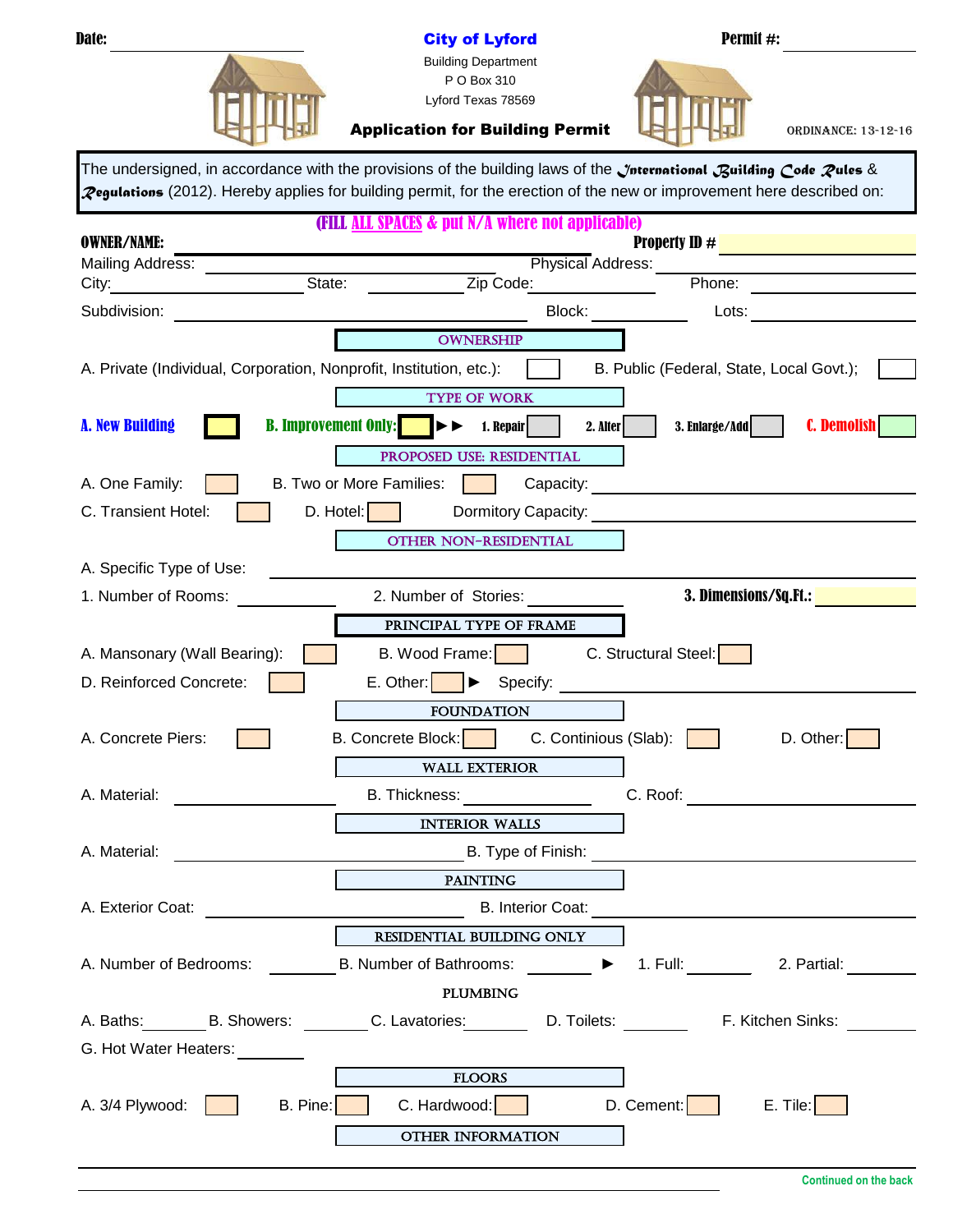Date: ______________________ **City of Lyford** Permit #: ______________

Building Department
P O Box 310
Lyford Texas 78569

## Application for Building Permit

ORDINANCE: 13-12-16

The undersigned, in accordance with the provisions of the building laws of the *International Building Code Rules & Regulations* (2012). Hereby applies for building permit, for the erection of the new or improvement here described on:

**(FILL ALL SPACES & put N/A where not applicable)**

**OWNER/NAME:** ______________________________ **Property ID #** ______________

Mailing Address: ______________________ Physical Address: ______________________

City: ______________ State: ______________ Zip Code: ______________ Phone: ______________

Subdivision: ______________________ Block: ______________ Lots: ______________

### OWNERSHIP

A. Private (Individual, Corporation, Nonprofit, Institution, etc.): ☐ B. Public (Federal, State, Local Govt.); ☐

### TYPE OF WORK

**A. New Building** ☐ **B. Improvement Only:** ☐ ►► **1. Repair** ☐ **2. Alter** ☐ **3. Enlarge/Add** ☐ **C. Demolish** ☐

### PROPOSED USE: RESIDENTIAL

A. One Family: ☐ B. Two or More Families: ☐ Capacity: ______________

C. Transient Hotel: ☐ D. Hotel: ☐ Dormitory Capacity: ______________

### OTHER NON-RESIDENTIAL

A. Specific Type of Use: ______________________

1. Number of Rooms: ______________ 2. Number of Stories: ______________ **3. Dimensions/Sq.Ft.:** ______________

### PRINCIPAL TYPE OF FRAME

A. Mansonary (Wall Bearing): ☐ B. Wood Frame: ☐ C. Structural Steel: ☐

D. Reinforced Concrete: ☐ E. Other: ☐ ► Specify: ______________

### FOUNDATION

A. Concrete Piers: ☐ B. Concrete Block: ☐ C. Continious (Slab): ☐ D. Other: ☐

### WALL EXTERIOR

A. Material: ______________ B. Thickness: ______________ C. Roof: ______________

### INTERIOR WALLS

A. Material: ______________ B. Type of Finish: ______________

### PAINTING

A. Exterior Coat: ______________ B. Interior Coat: ______________

### RESIDENTIAL BUILDING ONLY

A. Number of Bedrooms: ________ B. Number of Bathrooms: ________ ► 1. Full: ________ 2. Partial: ________

### PLUMBING

A. Baths: ________ B. Showers: ________ C. Lavatories: ________ D. Toilets: ________ F. Kitchen Sinks: ________

G. Hot Water Heaters: ________

### FLOORS

A. 3/4 Plywood: ☐ B. Pine: ☐ C. Hardwood: ☐ D. Cement: ☐ E. Tile: ☐

### OTHER INFORMATION

______________________________________________

______________________________________________

**Continued on the back**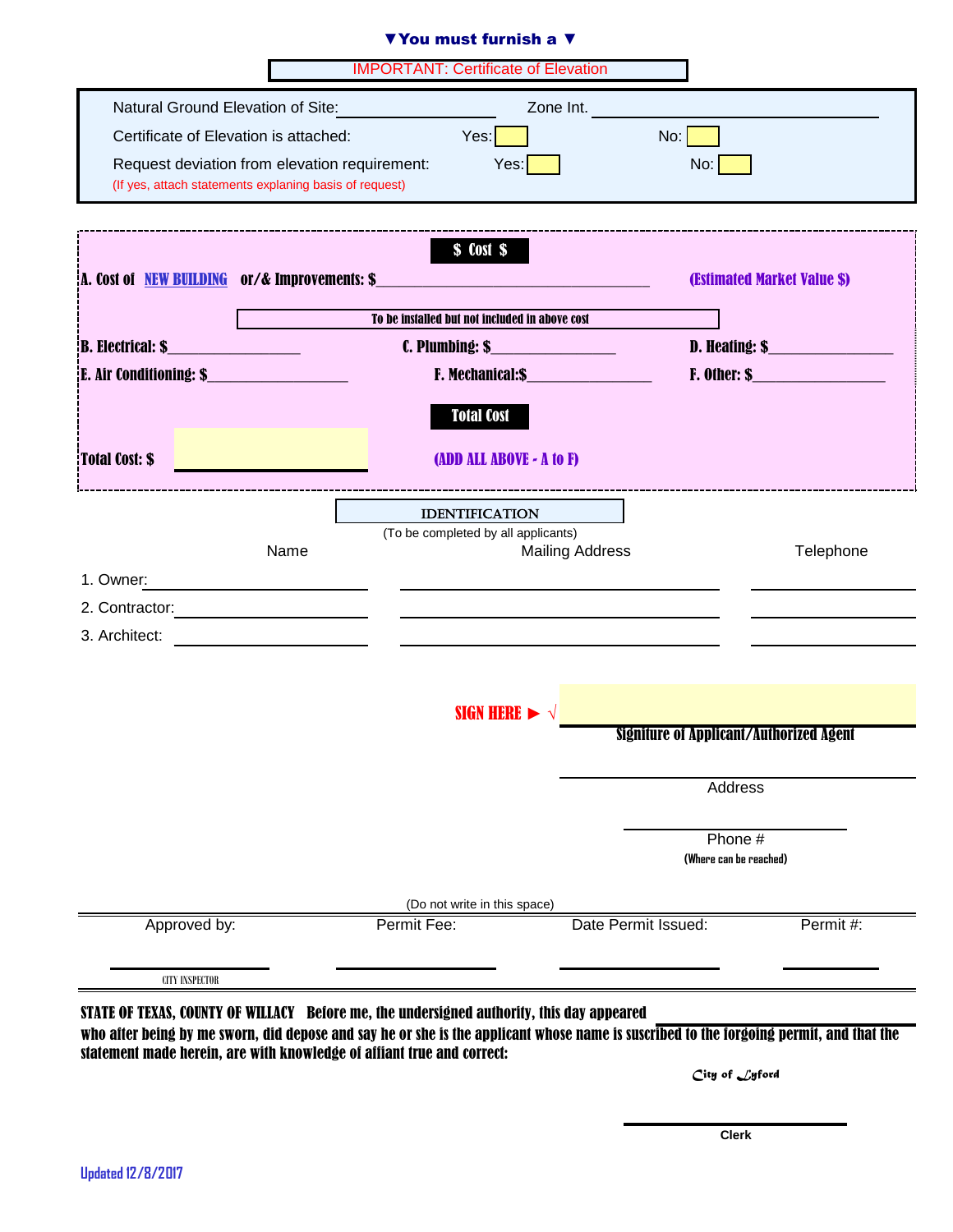▼You must furnish a ▼

**IMPORTANT: Certificate of Elevation**

Natural Ground Elevation of Site: ____________ Zone Int. ____________

Certificate of Elevation is attached: Yes: ☐ No: ☐

Request deviation from elevation requirement: Yes: ☐ No: ☐

(If yes, attach statements explaining basis of request)

**$ Cost $**

**A. Cost of NEW BUILDING or/& Improvements: $**________________________ **(Estimated Market Value $)**

**To be installed but not included in above cost**

**B. Electrical: $**____________ **C. Plumbing: $**____________ **D. Heating: $**____________

**E. Air Conditioning: $**____________ **F. Mechanical:$**____________ **F. Other: $**____________

**Total Cost**

**Total Cost: $** ____________ **(ADD ALL ABOVE - A to F)**

## IDENTIFICATION

(To be completed by all applicants)

| | Name | Mailing Address | Telephone |
|---|---|---|---|
| 1. Owner: | | | |
| 2. Contractor: | | | |
| 3. Architect: | | | |

**SIGN HERE ► √** ________________________

**Signiture of Applicant/Authorized Agent**

________________________

Address

________________________

Phone #

**(Where can be reached)**

(Do not write in this space)

| Approved by: | Permit Fee: | Date Permit Issued: | Permit #: |
|---|---|---|---|
| CITY INSPECTOR | | | |

**STATE OF TEXAS, COUNTY OF WILLACY Before me, the undersigned authority, this day appeared** ____________ **who after being by me sworn, did depose and say he or she is the applicant whose name is suscribed to the forgoing permit, and that the statement made herein, are with knowledge of affiant true and correct:**

*City of Lyford*

________________________

**Clerk**

Updated 12/8/2017